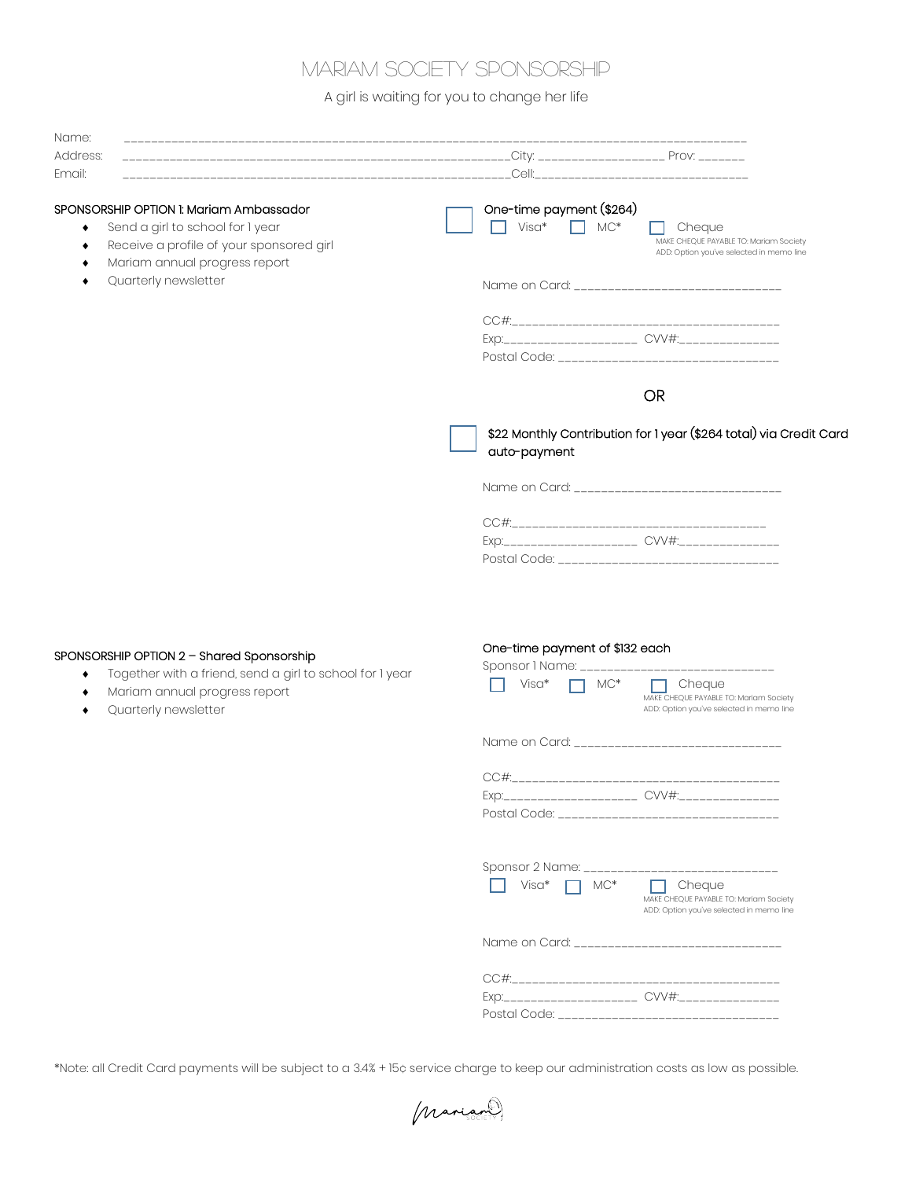# MARIAM SOCIETY SPONSORSHIP

A girl is waiting for you to change her life

Name: ______________________________________________________________________________________

Address: _________________________________________________________City: __________________ Prov: _______

Email: _________________________________________________________Cell:________________________________

## SPONSORSHIP OPTION 1: Mariam Ambassador

- Send a girl to school for 1 year
- Receive a profile of your sponsored girl
- Mariam annual progress report
- Quarterly newsletter

☐ **One-time payment ($264)**

☐ Visa* ☐ MC* ☐ Cheque

MAKE CHEQUE PAYABLE TO: Mariam Society
ADD: Option you've selected in memo line

Name on Card: ______________________________

CC#:_________________________________________

Exp:____________________ CVV#:_______________

Postal Code: ________________________________

OR

☐ **$22 Monthly Contribution for 1 year ($264 total) via Credit Card auto-payment**

Name on Card: ______________________________

CC#:_________________________________________

Exp:____________________ CVV#:_______________

Postal Code: ________________________________

## SPONSORSHIP OPTION 2 – Shared Sponsorship

- Together with a friend, send a girl to school for 1 year
- Mariam annual progress report
- Quarterly newsletter

**One-time payment of $132 each**

Sponsor 1 Name: ____________________________

☐ Visa* ☐ MC* ☐ Cheque

MAKE CHEQUE PAYABLE TO: Mariam Society
ADD: Option you've selected in memo line

Name on Card: ______________________________

CC#:_________________________________________

Exp:____________________ CVV#:_______________

Postal Code: ________________________________

Sponsor 2 Name: ____________________________

☐ Visa* ☐ MC* ☐ Cheque

MAKE CHEQUE PAYABLE TO: Mariam Society
ADD: Option you've selected in memo line

Name on Card: ______________________________

CC#:_________________________________________

Exp:____________________ CVV#:_______________

Postal Code: ________________________________

*Note: all Credit Card payments will be subject to a 3.4% + 15¢ service charge to keep our administration costs as low as possible.

Mariam Society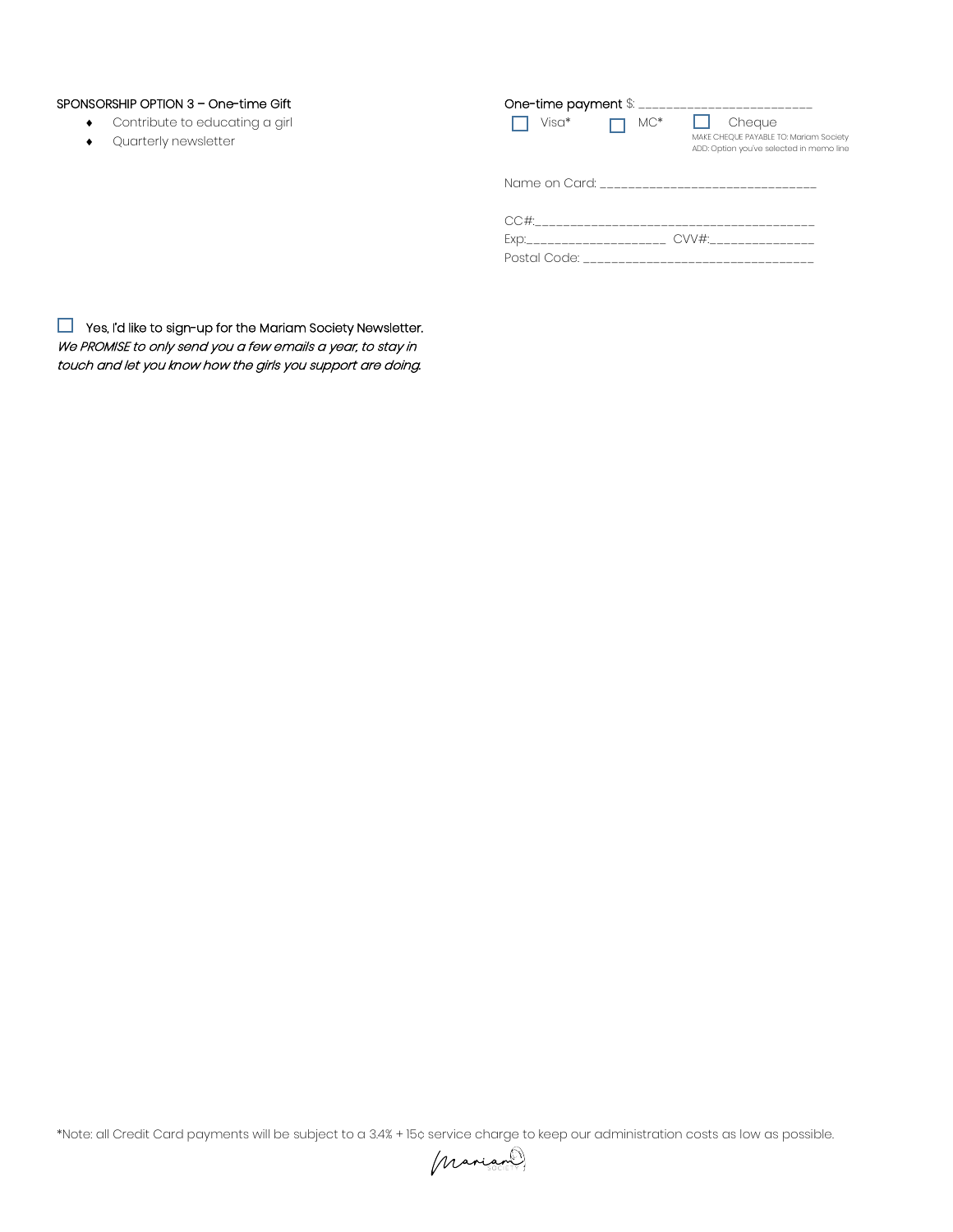SPONSORSHIP OPTION 3 – One-time Gift

- Contribute to educating a girl
- Quarterly newsletter

One-time payment $: ________________________

☐ Visa* ☐ MC* ☐ Cheque

MAKE CHEQUE PAYABLE TO: Mariam Society
ADD: Option you've selected in memo line

Name on Card: ______________________________

CC#:_______________________________________

Exp:___________________ CVV#:______________

Postal Code: ________________________________

☐ Yes, I'd like to sign-up for the Mariam Society Newsletter.
*We PROMISE to only send you a few emails a year, to stay in touch and let you know how the girls you support are doing.*

*Note: all Credit Card payments will be subject to a 3.4% + 15¢ service charge to keep our administration costs as low as possible.